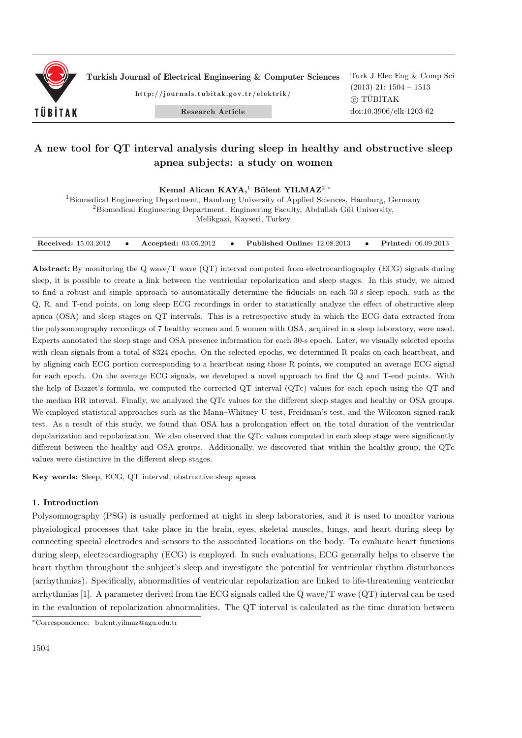# A new tool for QT interval analysis during sleep in healthy and obstructive sleep apnea subjects: a study on women

**Kemal Alican KAYA,**[1] **Bülent YILMAZ**[2,*]

[1]Biomedical Engineering Department, Hamburg University of Applied Sciences, Hamburg, Germany
[2]Biomedical Engineering Department, Engineering Faculty, Abdullah Gül University, Melikgazi, Kayseri, Turkey

**Received:** 15.03.2012 • **Accepted:** 03.05.2012 • **Published Online:** 12.08.2013 • **Printed:** 06.09.2013

**Abstract:** By monitoring the Q wave/T wave (QT) interval computed from electrocardiography (ECG) signals during sleep, it is possible to create a link between the ventricular repolarization and sleep stages. In this study, we aimed to find a robust and simple approach to automatically determine the fiducials on each 30-s sleep epoch, such as the Q, R, and T-end points, on long sleep ECG recordings in order to statistically analyze the effect of obstructive sleep apnea (OSA) and sleep stages on QT intervals. This is a retrospective study in which the ECG data extracted from the polysomnography recordings of 7 healthy women and 5 women with OSA, acquired in a sleep laboratory, were used. Experts annotated the sleep stage and OSA presence information for each 30-s epoch. Later, we visually selected epochs with clean signals from a total of 8324 epochs. On the selected epochs, we determined R peaks on each heartbeat, and by aligning each ECG portion corresponding to a heartbeat using those R points, we computed an average ECG signal for each epoch. On the average ECG signals, we developed a novel approach to find the Q and T-end points. With the help of Bazzet's formula, we computed the corrected QT interval (QTc) values for each epoch using the QT and the median RR interval. Finally, we analyzed the QTc values for the different sleep stages and healthy or OSA groups. We employed statistical approaches such as the Mann–Whitney U test, Freidman's test, and the Wilcoxon signed-rank test. As a result of this study, we found that OSA has a prolongation effect on the total duration of the ventricular depolarization and repolarization. We also observed that the QTc values computed in each sleep stage were significantly different between the healthy and OSA groups. Additionally, we discovered that within the healthy group, the QTc values were distinctive in the different sleep stages.

**Key words:** Sleep, ECG, QT interval, obstructive sleep apnea

## 1. Introduction

Polysomnography (PSG) is usually performed at night in sleep laboratories, and it is used to monitor various physiological processes that take place in the brain, eyes, skeletal muscles, lungs, and heart during sleep by connecting special electrodes and sensors to the associated locations on the body. To evaluate heart functions during sleep, electrocardiography (ECG) is employed. In such evaluations, ECG generally helps to observe the heart rhythm throughout the subject's sleep and investigate the potential for ventricular rhythm disturbances (arrhythmias). Specifically, abnormalities of ventricular repolarization are linked to life-threatening ventricular arrhythmias [1]. A parameter derived from the ECG signals called the Q wave/T wave (QT) interval can be used in the evaluation of repolarization abnormalities. The QT interval is calculated as the time duration between

*Correspondence: bulent.yilmaz@agu.edu.tr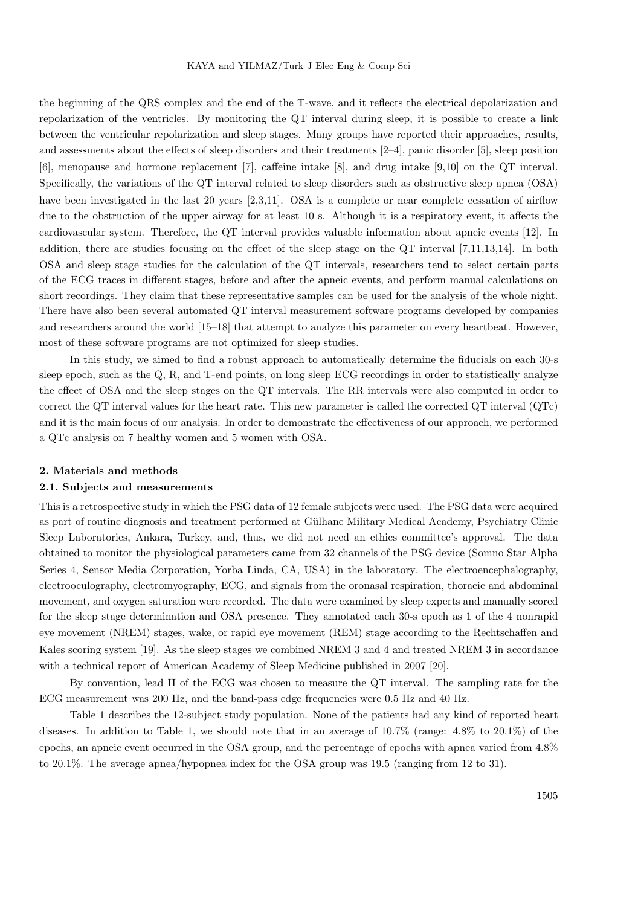the beginning of the QRS complex and the end of the T-wave, and it reflects the electrical depolarization and repolarization of the ventricles. By monitoring the QT interval during sleep, it is possible to create a link between the ventricular repolarization and sleep stages. Many groups have reported their approaches, results, and assessments about the effects of sleep disorders and their treatments [2–4], panic disorder [5], sleep position [6], menopause and hormone replacement [7], caffeine intake [8], and drug intake [9,10] on the QT interval. Specifically, the variations of the QT interval related to sleep disorders such as obstructive sleep apnea (OSA) have been investigated in the last 20 years [2,3,11]. OSA is a complete or near complete cessation of airflow due to the obstruction of the upper airway for at least 10 s. Although it is a respiratory event, it affects the cardiovascular system. Therefore, the QT interval provides valuable information about apneic events [12]. In addition, there are studies focusing on the effect of the sleep stage on the QT interval [7,11,13,14]. In both OSA and sleep stage studies for the calculation of the QT intervals, researchers tend to select certain parts of the ECG traces in different stages, before and after the apneic events, and perform manual calculations on short recordings. They claim that these representative samples can be used for the analysis of the whole night. There have also been several automated QT interval measurement software programs developed by companies and researchers around the world [15–18] that attempt to analyze this parameter on every heartbeat. However, most of these software programs are not optimized for sleep studies.

In this study, we aimed to find a robust approach to automatically determine the fiducials on each 30-s sleep epoch, such as the Q, R, and T-end points, on long sleep ECG recordings in order to statistically analyze the effect of OSA and the sleep stages on the QT intervals. The RR intervals were also computed in order to correct the QT interval values for the heart rate. This new parameter is called the corrected QT interval (QTc) and it is the main focus of our analysis. In order to demonstrate the effectiveness of our approach, we performed a QTc analysis on 7 healthy women and 5 women with OSA.

## 2. Materials and methods

### 2.1. Subjects and measurements

This is a retrospective study in which the PSG data of 12 female subjects were used. The PSG data were acquired as part of routine diagnosis and treatment performed at Gülhane Military Medical Academy, Psychiatry Clinic Sleep Laboratories, Ankara, Turkey, and, thus, we did not need an ethics committee's approval. The data obtained to monitor the physiological parameters came from 32 channels of the PSG device (Somno Star Alpha Series 4, Sensor Media Corporation, Yorba Linda, CA, USA) in the laboratory. The electroencephalography, electrooculography, electromyography, ECG, and signals from the oronasal respiration, thoracic and abdominal movement, and oxygen saturation were recorded. The data were examined by sleep experts and manually scored for the sleep stage determination and OSA presence. They annotated each 30-s epoch as 1 of the 4 nonrapid eye movement (NREM) stages, wake, or rapid eye movement (REM) stage according to the Rechtschaffen and Kales scoring system [19]. As the sleep stages we combined NREM 3 and 4 and treated NREM 3 in accordance with a technical report of American Academy of Sleep Medicine published in 2007 [20].

By convention, lead II of the ECG was chosen to measure the QT interval. The sampling rate for the ECG measurement was 200 Hz, and the band-pass edge frequencies were 0.5 Hz and 40 Hz.

Table 1 describes the 12-subject study population. None of the patients had any kind of reported heart diseases. In addition to Table 1, we should note that in an average of 10.7% (range: 4.8% to 20.1%) of the epochs, an apneic event occurred in the OSA group, and the percentage of epochs with apnea varied from 4.8% to 20.1%. The average apnea/hypopnea index for the OSA group was 19.5 (ranging from 12 to 31).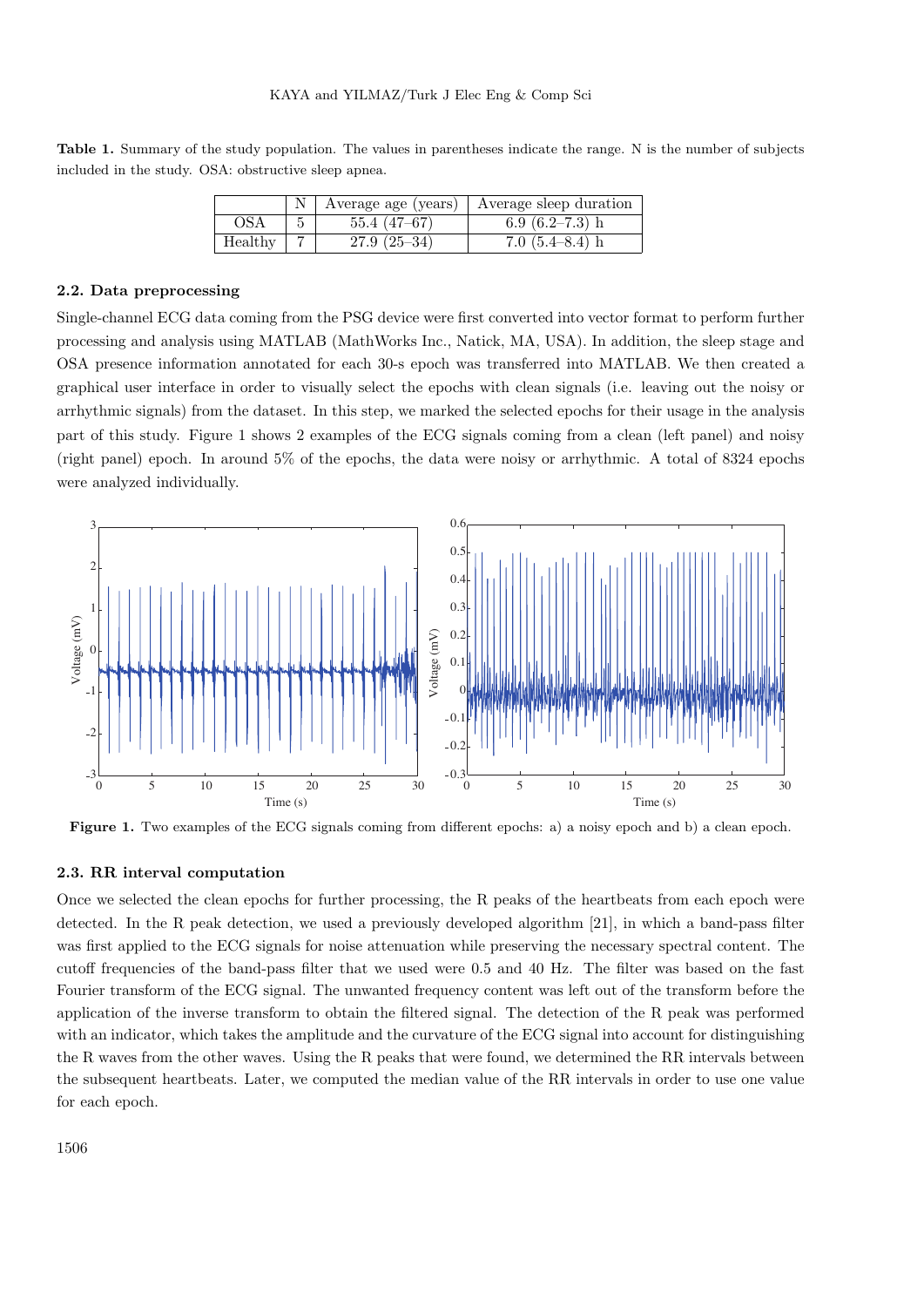**Table 1.** Summary of the study population. The values in parentheses indicate the range. N is the number of subjects included in the study. OSA: obstructive sleep apnea.

| | N | Average age (years) | Average sleep duration |
|---|---|---|---|
| OSA | 5 | 55.4 (47–67) | 6.9 (6.2–7.3) h |
| Healthy | 7 | 27.9 (25–34) | 7.0 (5.4–8.4) h |

### 2.2. Data preprocessing

Single-channel ECG data coming from the PSG device were first converted into vector format to perform further processing and analysis using MATLAB (MathWorks Inc., Natick, MA, USA). In addition, the sleep stage and OSA presence information annotated for each 30-s epoch was transferred into MATLAB. We then created a graphical user interface in order to visually select the epochs with clean signals (i.e. leaving out the noisy or arrhythmic signals) from the dataset. In this step, we marked the selected epochs for their usage in the analysis part of this study. Figure 1 shows 2 examples of the ECG signals coming from a clean (left panel) and noisy (right panel) epoch. In around 5% of the epochs, the data were noisy or arrhythmic. A total of 8324 epochs were analyzed individually.

Voltage (mV)
3
2
1
0
-1
-2
-3
0 5 10 15 20 25 30
Time (s)

Voltage (mV)
0.6
0.5
0.4
0.3
0.2
0.1
0
-0.1
-0.2
-0.3
0 5 10 15 20 25 30
Time (s)

**Figure 1.** Two examples of the ECG signals coming from different epochs: a) a noisy epoch and b) a clean epoch.

### 2.3. RR interval computation

Once we selected the clean epochs for further processing, the R peaks of the heartbeats from each epoch were detected. In the R peak detection, we used a previously developed algorithm [21], in which a band-pass filter was first applied to the ECG signals for noise attenuation while preserving the necessary spectral content. The cutoff frequencies of the band-pass filter that we used were 0.5 and 40 Hz. The filter was based on the fast Fourier transform of the ECG signal. The unwanted frequency content was left out of the transform before the application of the inverse transform to obtain the filtered signal. The detection of the R peak was performed with an indicator, which takes the amplitude and the curvature of the ECG signal into account for distinguishing the R waves from the other waves. Using the R peaks that were found, we determined the RR intervals between the subsequent heartbeats. Later, we computed the median value of the RR intervals in order to use one value for each epoch.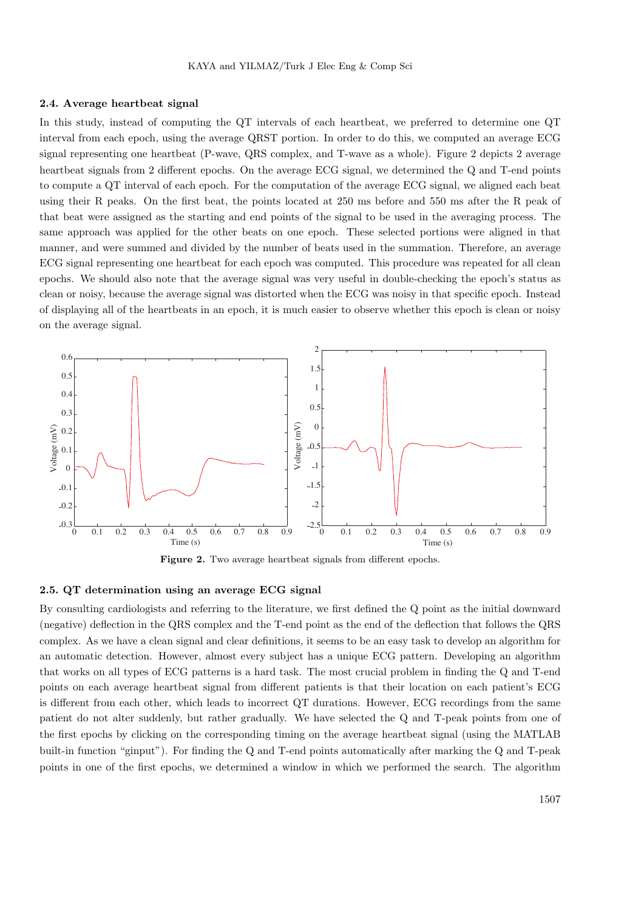### 2.4. Average heartbeat signal

In this study, instead of computing the QT intervals of each heartbeat, we preferred to determine one QT interval from each epoch, using the average QRST portion. In order to do this, we computed an average ECG signal representing one heartbeat (P-wave, QRS complex, and T-wave as a whole). Figure 2 depicts 2 average heartbeat signals from 2 different epochs. On the average ECG signal, we determined the Q and T-end points to compute a QT interval of each epoch. For the computation of the average ECG signal, we aligned each beat using their R peaks. On the first beat, the points located at 250 ms before and 550 ms after the R peak of that beat were assigned as the starting and end points of the signal to be used in the averaging process. The same approach was applied for the other beats on one epoch. These selected portions were aligned in that manner, and were summed and divided by the number of beats used in the summation. Therefore, an average ECG signal representing one heartbeat for each epoch was computed. This procedure was repeated for all clean epochs. We should also note that the average signal was very useful in double-checking the epoch's status as clean or noisy, because the average signal was distorted when the ECG was noisy in that specific epoch. Instead of displaying all of the heartbeats in an epoch, it is much easier to observe whether this epoch is clean or noisy on the average signal.

Voltage (mV)
0.6
0.5
0.4
0.3
0.2
0.1
0
-0.1
-0.2
-0.3
0 0.1 0.2 0.3 0.4 0.5 0.6 0.7 0.8 0.9
Time (s)

Voltage (mV)
2
1.5
1
0.5
0
-0.5
-1
-1.5
-2
-2.5
0 0.1 0.2 0.3 0.4 0.5 0.6 0.7 0.8 0.9
Time (s)

**Figure 2.** Two average heartbeat signals from different epochs.

### 2.5. QT determination using an average ECG signal

By consulting cardiologists and referring to the literature, we first defined the Q point as the initial downward (negative) deflection in the QRS complex and the T-end point as the end of the deflection that follows the QRS complex. As we have a clean signal and clear definitions, it seems to be an easy task to develop an algorithm for an automatic detection. However, almost every subject has a unique ECG pattern. Developing an algorithm that works on all types of ECG patterns is a hard task. The most crucial problem in finding the Q and T-end points on each average heartbeat signal from different patients is that their location on each patient's ECG is different from each other, which leads to incorrect QT durations. However, ECG recordings from the same patient do not alter suddenly, but rather gradually. We have selected the Q and T-peak points from one of the first epochs by clicking on the corresponding timing on the average heartbeat signal (using the MATLAB built-in function "ginput"). For finding the Q and T-end points automatically after marking the Q and T-peak points in one of the first epochs, we determined a window in which we performed the search. The algorithm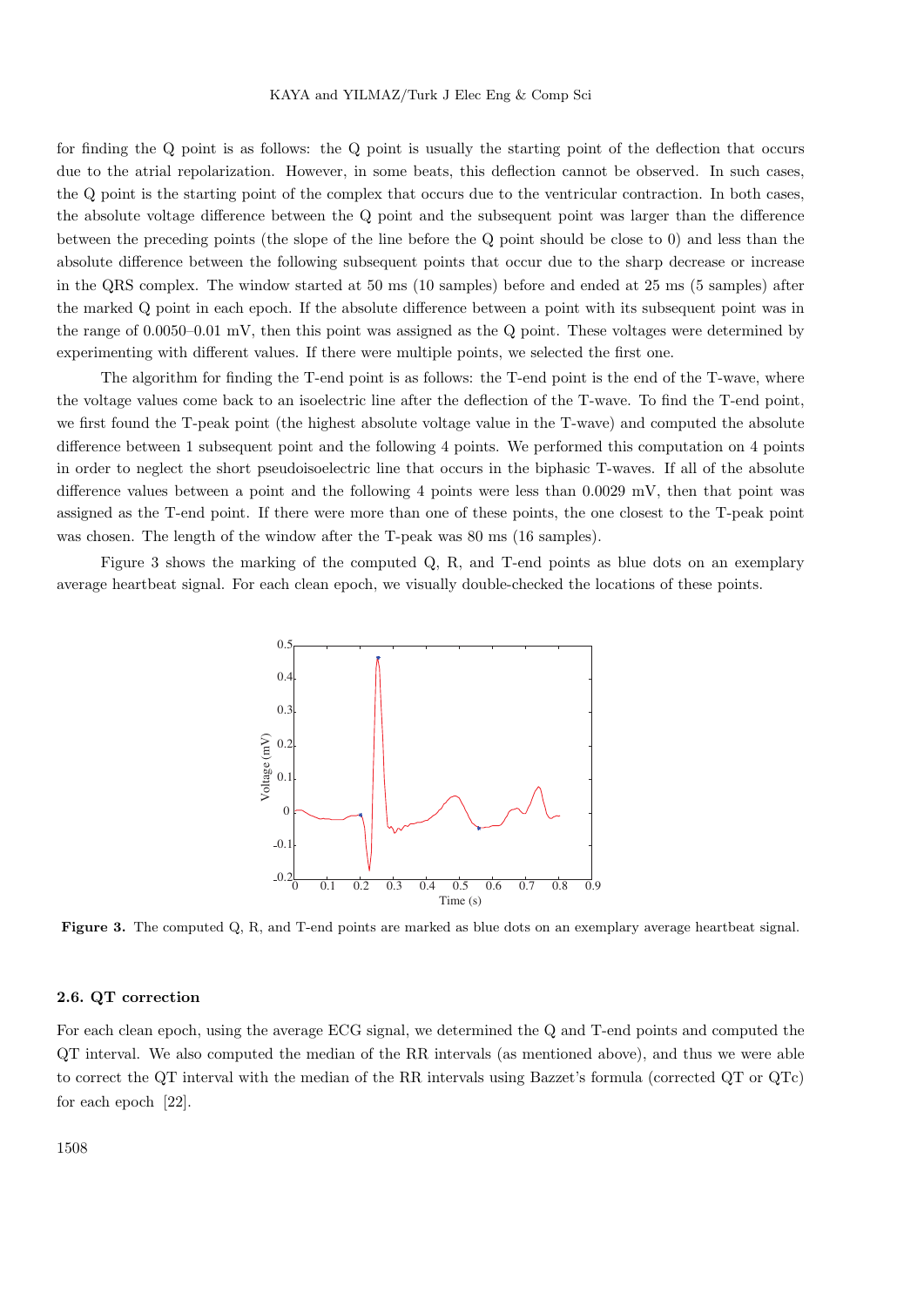for finding the Q point is as follows: the Q point is usually the starting point of the deflection that occurs due to the atrial repolarization. However, in some beats, this deflection cannot be observed. In such cases, the Q point is the starting point of the complex that occurs due to the ventricular contraction. In both cases, the absolute voltage difference between the Q point and the subsequent point was larger than the difference between the preceding points (the slope of the line before the Q point should be close to 0) and less than the absolute difference between the following subsequent points that occur due to the sharp decrease or increase in the QRS complex. The window started at 50 ms (10 samples) before and ended at 25 ms (5 samples) after the marked Q point in each epoch. If the absolute difference between a point with its subsequent point was in the range of 0.0050–0.01 mV, then this point was assigned as the Q point. These voltages were determined by experimenting with different values. If there were multiple points, we selected the first one.

The algorithm for finding the T-end point is as follows: the T-end point is the end of the T-wave, where the voltage values come back to an isoelectric line after the deflection of the T-wave. To find the T-end point, we first found the T-peak point (the highest absolute voltage value in the T-wave) and computed the absolute difference between 1 subsequent point and the following 4 points. We performed this computation on 4 points in order to neglect the short pseudoisoelectric line that occurs in the biphasic T-waves. If all of the absolute difference values between a point and the following 4 points were less than 0.0029 mV, then that point was assigned as the T-end point. If there were more than one of these points, the one closest to the T-peak point was chosen. The length of the window after the T-peak was 80 ms (16 samples).

Figure 3 shows the marking of the computed Q, R, and T-end points as blue dots on an exemplary average heartbeat signal. For each clean epoch, we visually double-checked the locations of these points.

Voltage (mV)
0.5
0.4
0.3
0.2
0.1
0
-0.1
-0.2
0 0.1 0.2 0.3 0.4 0.5 0.6 0.7 0.8 0.9
Time (s)

**Figure 3.** The computed Q, R, and T-end points are marked as blue dots on an exemplary average heartbeat signal.

### 2.6. QT correction

For each clean epoch, using the average ECG signal, we determined the Q and T-end points and computed the QT interval. We also computed the median of the RR intervals (as mentioned above), and thus we were able to correct the QT interval with the median of the RR intervals using Bazzet's formula (corrected QT or QTc) for each epoch [22].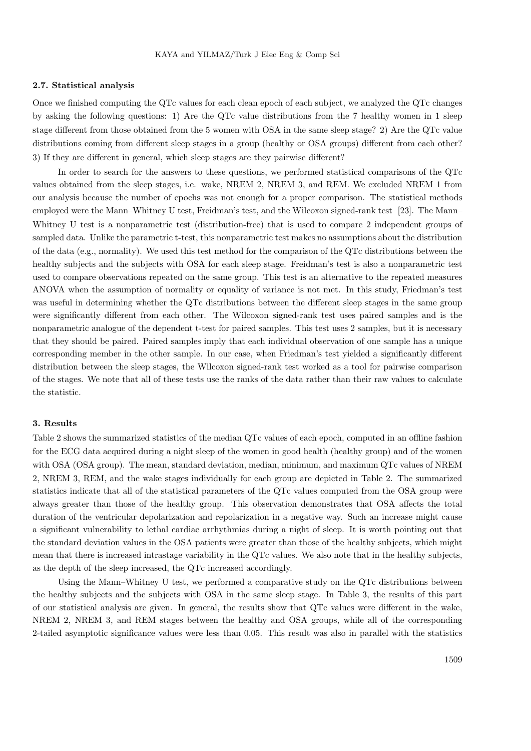### 2.7. Statistical analysis

Once we finished computing the QTc values for each clean epoch of each subject, we analyzed the QTc changes by asking the following questions: 1) Are the QTc value distributions from the 7 healthy women in 1 sleep stage different from those obtained from the 5 women with OSA in the same sleep stage? 2) Are the QTc value distributions coming from different sleep stages in a group (healthy or OSA groups) different from each other? 3) If they are different in general, which sleep stages are they pairwise different?

In order to search for the answers to these questions, we performed statistical comparisons of the QTc values obtained from the sleep stages, i.e. wake, NREM 2, NREM 3, and REM. We excluded NREM 1 from our analysis because the number of epochs was not enough for a proper comparison. The statistical methods employed were the Mann–Whitney U test, Freidman's test, and the Wilcoxon signed-rank test [23]. The Mann–Whitney U test is a nonparametric test (distribution-free) that is used to compare 2 independent groups of sampled data. Unlike the parametric t-test, this nonparametric test makes no assumptions about the distribution of the data (e.g., normality). We used this test method for the comparison of the QTc distributions between the healthy subjects and the subjects with OSA for each sleep stage. Freidman's test is also a nonparametric test used to compare observations repeated on the same group. This test is an alternative to the repeated measures ANOVA when the assumption of normality or equality of variance is not met. In this study, Friedman's test was useful in determining whether the QTc distributions between the different sleep stages in the same group were significantly different from each other. The Wilcoxon signed-rank test uses paired samples and is the nonparametric analogue of the dependent t-test for paired samples. This test uses 2 samples, but it is necessary that they should be paired. Paired samples imply that each individual observation of one sample has a unique corresponding member in the other sample. In our case, when Friedman's test yielded a significantly different distribution between the sleep stages, the Wilcoxon signed-rank test worked as a tool for pairwise comparison of the stages. We note that all of these tests use the ranks of the data rather than their raw values to calculate the statistic.

## 3. Results

Table 2 shows the summarized statistics of the median QTc values of each epoch, computed in an offline fashion for the ECG data acquired during a night sleep of the women in good health (healthy group) and of the women with OSA (OSA group). The mean, standard deviation, median, minimum, and maximum QTc values of NREM 2, NREM 3, REM, and the wake stages individually for each group are depicted in Table 2. The summarized statistics indicate that all of the statistical parameters of the QTc values computed from the OSA group were always greater than those of the healthy group. This observation demonstrates that OSA affects the total duration of the ventricular depolarization and repolarization in a negative way. Such an increase might cause a significant vulnerability to lethal cardiac arrhythmias during a night of sleep. It is worth pointing out that the standard deviation values in the OSA patients were greater than those of the healthy subjects, which might mean that there is increased intrastage variability in the QTc values. We also note that in the healthy subjects, as the depth of the sleep increased, the QTc increased accordingly.

Using the Mann–Whitney U test, we performed a comparative study on the QTc distributions between the healthy subjects and the subjects with OSA in the same sleep stage. In Table 3, the results of this part of our statistical analysis are given. In general, the results show that QTc values were different in the wake, NREM 2, NREM 3, and REM stages between the healthy and OSA groups, while all of the corresponding 2-tailed asymptotic significance values were less than 0.05. This result was also in parallel with the statistics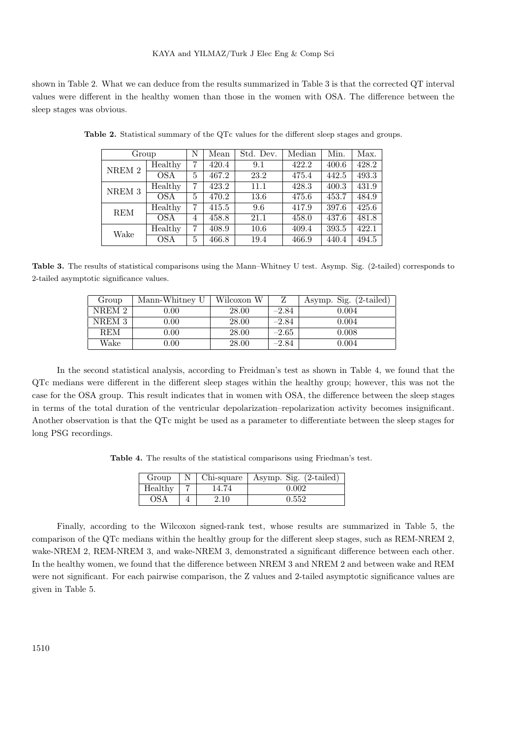shown in Table 2. What we can deduce from the results summarized in Table 3 is that the corrected QT interval values were different in the healthy women than those in the women with OSA. The difference between the sleep stages was obvious.

**Table 2.** Statistical summary of the QTc values for the different sleep stages and groups.

| Group | | N | Mean | Std. Dev. | Median | Min. | Max. |
|---|---|---|---|---|---|---|---|
| NREM 2 | Healthy | 7 | 420.4 | 9.1 | 422.2 | 400.6 | 428.2 |
| | OSA | 5 | 467.2 | 23.2 | 475.4 | 442.5 | 493.3 |
| NREM 3 | Healthy | 7 | 423.2 | 11.1 | 428.3 | 400.3 | 431.9 |
| | OSA | 5 | 470.2 | 13.6 | 475.6 | 453.7 | 484.9 |
| REM | Healthy | 7 | 415.5 | 9.6 | 417.9 | 397.6 | 425.6 |
| | OSA | 4 | 458.8 | 21.1 | 458.0 | 437.6 | 481.8 |
| Wake | Healthy | 7 | 408.9 | 10.6 | 409.4 | 393.5 | 422.1 |
| | OSA | 5 | 466.8 | 19.4 | 466.9 | 440.4 | 494.5 |

**Table 3.** The results of statistical comparisons using the Mann–Whitney U test. Asymp. Sig. (2-tailed) corresponds to 2-tailed asymptotic significance values.

| Group | Mann-Whitney U | Wilcoxon W | Z | Asymp. Sig. (2-tailed) |
|---|---|---|---|---|
| NREM 2 | 0.00 | 28.00 | –2.84 | 0.004 |
| NREM 3 | 0.00 | 28.00 | –2.84 | 0.004 |
| REM | 0.00 | 28.00 | –2.65 | 0.008 |
| Wake | 0.00 | 28.00 | –2.84 | 0.004 |

In the second statistical analysis, according to Freidman's test as shown in Table 4, we found that the QTc medians were different in the different sleep stages within the healthy group; however, this was not the case for the OSA group. This result indicates that in women with OSA, the difference between the sleep stages in terms of the total duration of the ventricular depolarization–repolarization activity becomes insignificant. Another observation is that the QTc might be used as a parameter to differentiate between the sleep stages for long PSG recordings.

**Table 4.** The results of the statistical comparisons using Friedman's test.

| Group | N | Chi-square | Asymp. Sig. (2-tailed) |
|---|---|---|---|
| Healthy | 7 | 14.74 | 0.002 |
| OSA | 4 | 2.10 | 0.552 |

Finally, according to the Wilcoxon signed-rank test, whose results are summarized in Table 5, the comparison of the QTc medians within the healthy group for the different sleep stages, such as REM-NREM 2, wake-NREM 2, REM-NREM 3, and wake-NREM 3, demonstrated a significant difference between each other. In the healthy women, we found that the difference between NREM 3 and NREM 2 and between wake and REM were not significant. For each pairwise comparison, the Z values and 2-tailed asymptotic significance values are given in Table 5.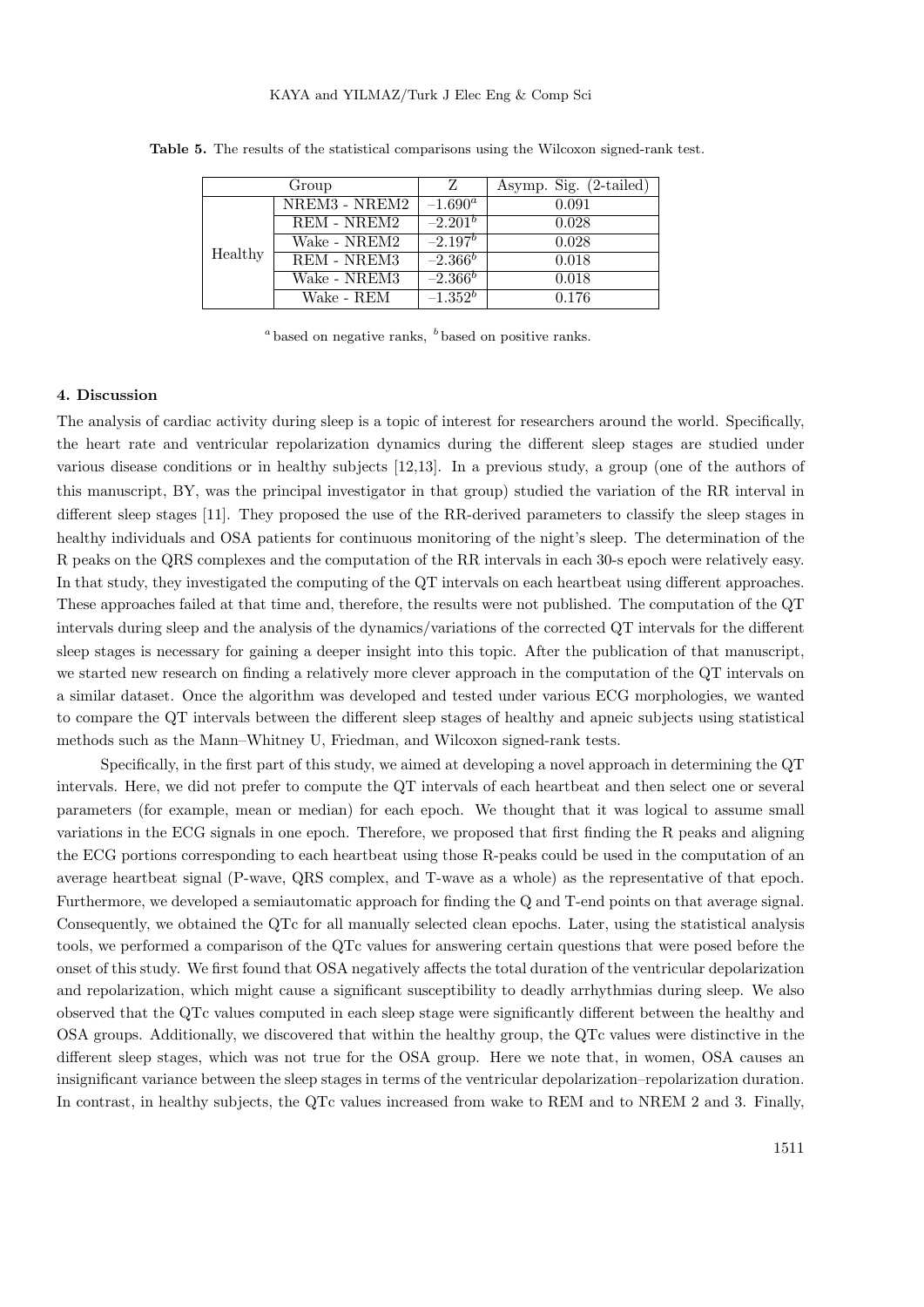**Table 5.** The results of the statistical comparisons using the Wilcoxon signed-rank test.

| Group | | Z | Asymp. Sig. (2-tailed) |
|---|---|---|---|
| Healthy | NREM3 - NREM2 | $-1.690^{a}$ | 0.091 |
| | REM - NREM2 | $-2.201^{b}$ | 0.028 |
| | Wake - NREM2 | $-2.197^{b}$ | 0.028 |
| | REM - NREM3 | $-2.366^{b}$ | 0.018 |
| | Wake - NREM3 | $-2.366^{b}$ | 0.018 |
| | Wake - REM | $-1.352^{b}$ | 0.176 |

[a] based on negative ranks, [b] based on positive ranks.

## 4. Discussion

The analysis of cardiac activity during sleep is a topic of interest for researchers around the world. Specifically, the heart rate and ventricular repolarization dynamics during the different sleep stages are studied under various disease conditions or in healthy subjects [12,13]. In a previous study, a group (one of the authors of this manuscript, BY, was the principal investigator in that group) studied the variation of the RR interval in different sleep stages [11]. They proposed the use of the RR-derived parameters to classify the sleep stages in healthy individuals and OSA patients for continuous monitoring of the night's sleep. The determination of the R peaks on the QRS complexes and the computation of the RR intervals in each 30-s epoch were relatively easy. In that study, they investigated the computing of the QT intervals on each heartbeat using different approaches. These approaches failed at that time and, therefore, the results were not published. The computation of the QT intervals during sleep and the analysis of the dynamics/variations of the corrected QT intervals for the different sleep stages is necessary for gaining a deeper insight into this topic. After the publication of that manuscript, we started new research on finding a relatively more clever approach in the computation of the QT intervals on a similar dataset. Once the algorithm was developed and tested under various ECG morphologies, we wanted to compare the QT intervals between the different sleep stages of healthy and apneic subjects using statistical methods such as the Mann–Whitney U, Friedman, and Wilcoxon signed-rank tests.

Specifically, in the first part of this study, we aimed at developing a novel approach in determining the QT intervals. Here, we did not prefer to compute the QT intervals of each heartbeat and then select one or several parameters (for example, mean or median) for each epoch. We thought that it was logical to assume small variations in the ECG signals in one epoch. Therefore, we proposed that first finding the R peaks and aligning the ECG portions corresponding to each heartbeat using those R-peaks could be used in the computation of an average heartbeat signal (P-wave, QRS complex, and T-wave as a whole) as the representative of that epoch. Furthermore, we developed a semiautomatic approach for finding the Q and T-end points on that average signal. Consequently, we obtained the QTc for all manually selected clean epochs. Later, using the statistical analysis tools, we performed a comparison of the QTc values for answering certain questions that were posed before the onset of this study. We first found that OSA negatively affects the total duration of the ventricular depolarization and repolarization, which might cause a significant susceptibility to deadly arrhythmias during sleep. We also observed that the QTc values computed in each sleep stage were significantly different between the healthy and OSA groups. Additionally, we discovered that within the healthy group, the QTc values were distinctive in the different sleep stages, which was not true for the OSA group. Here we note that, in women, OSA causes an insignificant variance between the sleep stages in terms of the ventricular depolarization–repolarization duration. In contrast, in healthy subjects, the QTc values increased from wake to REM and to NREM 2 and 3. Finally,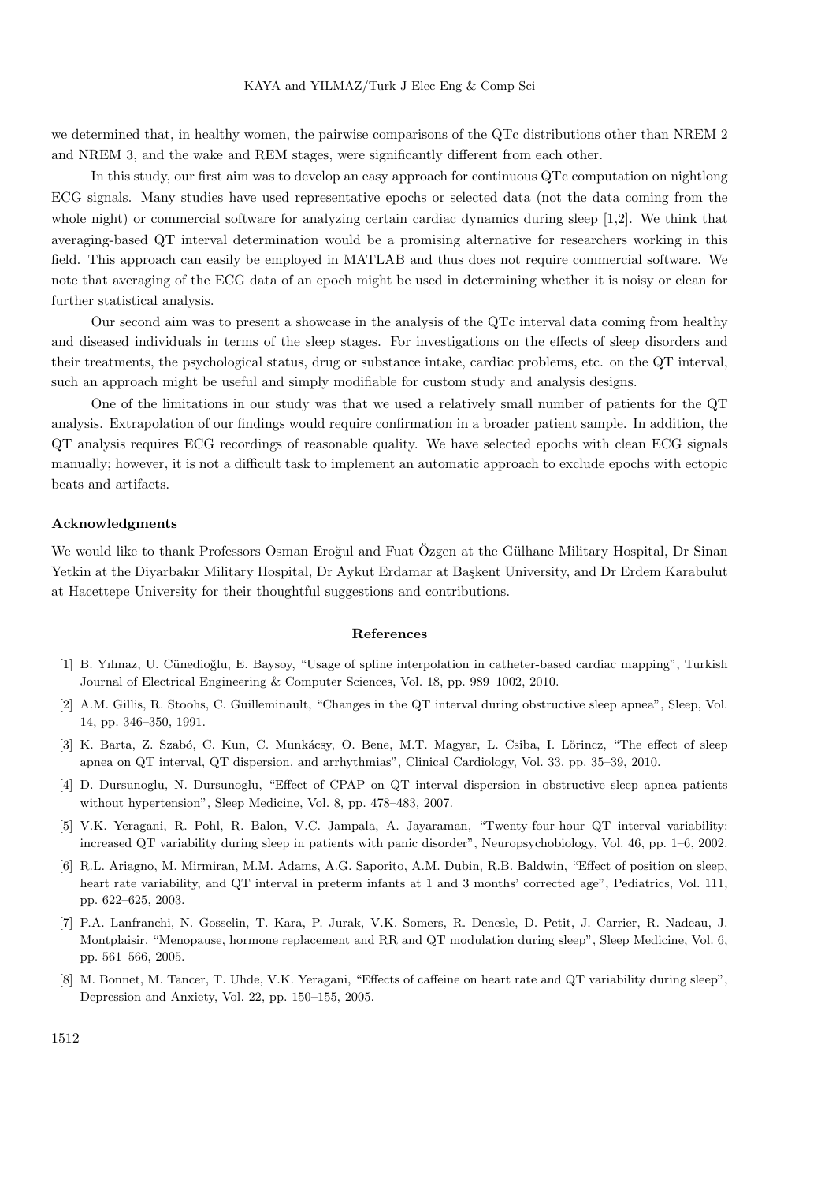we determined that, in healthy women, the pairwise comparisons of the QTc distributions other than NREM 2 and NREM 3, and the wake and REM stages, were significantly different from each other.

In this study, our first aim was to develop an easy approach for continuous QTc computation on nightlong ECG signals. Many studies have used representative epochs or selected data (not the data coming from the whole night) or commercial software for analyzing certain cardiac dynamics during sleep [1,2]. We think that averaging-based QT interval determination would be a promising alternative for researchers working in this field. This approach can easily be employed in MATLAB and thus does not require commercial software. We note that averaging of the ECG data of an epoch might be used in determining whether it is noisy or clean for further statistical analysis.

Our second aim was to present a showcase in the analysis of the QTc interval data coming from healthy and diseased individuals in terms of the sleep stages. For investigations on the effects of sleep disorders and their treatments, the psychological status, drug or substance intake, cardiac problems, etc. on the QT interval, such an approach might be useful and simply modifiable for custom study and analysis designs.

One of the limitations in our study was that we used a relatively small number of patients for the QT analysis. Extrapolation of our findings would require confirmation in a broader patient sample. In addition, the QT analysis requires ECG recordings of reasonable quality. We have selected epochs with clean ECG signals manually; however, it is not a difficult task to implement an automatic approach to exclude epochs with ectopic beats and artifacts.

## Acknowledgments

We would like to thank Professors Osman Eroğul and Fuat Özgen at the Gülhane Military Hospital, Dr Sinan Yetkin at the Diyarbakır Military Hospital, Dr Aykut Erdamar at Başkent University, and Dr Erdem Karabulut at Hacettepe University for their thoughtful suggestions and contributions.

## References

[1] B. Yılmaz, U. Cünedioğlu, E. Baysoy, "Usage of spline interpolation in catheter-based cardiac mapping", Turkish Journal of Electrical Engineering & Computer Sciences, Vol. 18, pp. 989–1002, 2010.

[2] A.M. Gillis, R. Stoohs, C. Guilleminault, "Changes in the QT interval during obstructive sleep apnea", Sleep, Vol. 14, pp. 346–350, 1991.

[3] K. Barta, Z. Szabó, C. Kun, C. Munkácsy, O. Bene, M.T. Magyar, L. Csiba, I. Lörincz, "The effect of sleep apnea on QT interval, QT dispersion, and arrhythmias", Clinical Cardiology, Vol. 33, pp. 35–39, 2010.

[4] D. Dursunoglu, N. Dursunoglu, "Effect of CPAP on QT interval dispersion in obstructive sleep apnea patients without hypertension", Sleep Medicine, Vol. 8, pp. 478–483, 2007.

[5] V.K. Yeragani, R. Pohl, R. Balon, V.C. Jampala, A. Jayaraman, "Twenty-four-hour QT interval variability: increased QT variability during sleep in patients with panic disorder", Neuropsychobiology, Vol. 46, pp. 1–6, 2002.

[6] R.L. Ariagno, M. Mirmiran, M.M. Adams, A.G. Saporito, A.M. Dubin, R.B. Baldwin, "Effect of position on sleep, heart rate variability, and QT interval in preterm infants at 1 and 3 months' corrected age", Pediatrics, Vol. 111, pp. 622–625, 2003.

[7] P.A. Lanfranchi, N. Gosselin, T. Kara, P. Jurak, V.K. Somers, R. Denesle, D. Petit, J. Carrier, R. Nadeau, J. Montplaisir, "Menopause, hormone replacement and RR and QT modulation during sleep", Sleep Medicine, Vol. 6, pp. 561–566, 2005.

[8] M. Bonnet, M. Tancer, T. Uhde, V.K. Yeragani, "Effects of caffeine on heart rate and QT variability during sleep", Depression and Anxiety, Vol. 22, pp. 150–155, 2005.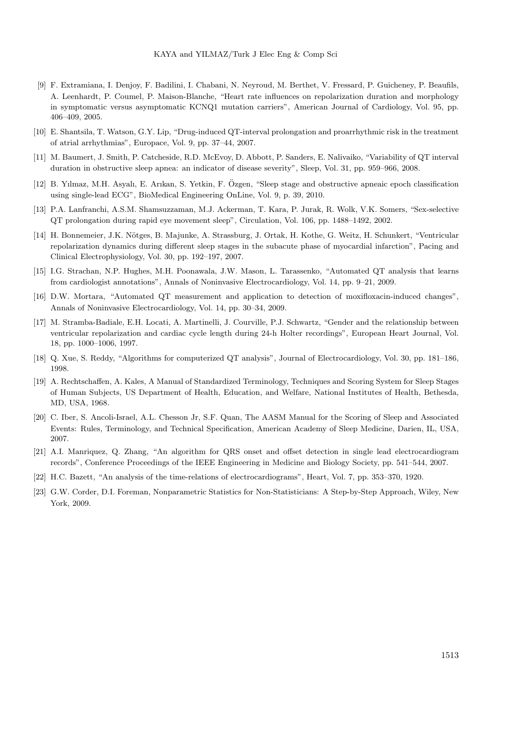[9] F. Extramiana, I. Denjoy, F. Badilini, I. Chabani, N. Neyroud, M. Berthet, V. Fressard, P. Guicheney, P. Beaufils, A. Leenhardt, P. Coumel, P. Maison-Blanche, "Heart rate influences on repolarization duration and morphology in symptomatic versus asymptomatic KCNQ1 mutation carriers", American Journal of Cardiology, Vol. 95, pp. 406–409, 2005.

[10] E. Shantsila, T. Watson, G.Y. Lip, "Drug-induced QT-interval prolongation and proarrhythmic risk in the treatment of atrial arrhythmias", Europace, Vol. 9, pp. 37–44, 2007.

[11] M. Baumert, J. Smith, P. Catcheside, R.D. McEvoy, D. Abbott, P. Sanders, E. Nalivaiko, "Variability of QT interval duration in obstructive sleep apnea: an indicator of disease severity", Sleep, Vol. 31, pp. 959–966, 2008.

[12] B. Yılmaz, M.H. Asyalı, E. Arıkan, S. Yetkin, F. Özgen, "Sleep stage and obstructive apneaic epoch classification using single-lead ECG", BioMedical Engineering OnLine, Vol. 9, p. 39, 2010.

[13] P.A. Lanfranchi, A.S.M. Shamsuzzaman, M.J. Ackerman, T. Kara, P. Jurak, R. Wolk, V.K. Somers, "Sex-selective QT prolongation during rapid eye movement sleep", Circulation, Vol. 106, pp. 1488–1492, 2002.

[14] H. Bonnemeier, J.K. Nötges, B. Majunke, A. Strassburg, J. Ortak, H. Kothe, G. Weitz, H. Schunkert, "Ventricular repolarization dynamics during different sleep stages in the subacute phase of myocardial infarction", Pacing and Clinical Electrophysiology, Vol. 30, pp. 192–197, 2007.

[15] I.G. Strachan, N.P. Hughes, M.H. Poonawala, J.W. Mason, L. Tarassenko, "Automated QT analysis that learns from cardiologist annotations", Annals of Noninvasive Electrocardiology, Vol. 14, pp. 9–21, 2009.

[16] D.W. Mortara, "Automated QT measurement and application to detection of moxifloxacin-induced changes", Annals of Noninvasive Electrocardiology, Vol. 14, pp. 30–34, 2009.

[17] M. Stramba-Badiale, E.H. Locati, A. Martinelli, J. Courville, P.J. Schwartz, "Gender and the relationship between ventricular repolarization and cardiac cycle length during 24-h Holter recordings", European Heart Journal, Vol. 18, pp. 1000–1006, 1997.

[18] Q. Xue, S. Reddy, "Algorithms for computerized QT analysis", Journal of Electrocardiology, Vol. 30, pp. 181–186, 1998.

[19] A. Rechtschaffen, A. Kales, A Manual of Standardized Terminology, Techniques and Scoring System for Sleep Stages of Human Subjects, US Department of Health, Education, and Welfare, National Institutes of Health, Bethesda, MD, USA, 1968.

[20] C. Iber, S. Ancoli-Israel, A.L. Chesson Jr, S.F. Quan, The AASM Manual for the Scoring of Sleep and Associated Events: Rules, Terminology, and Technical Specification, American Academy of Sleep Medicine, Darien, IL, USA, 2007.

[21] A.I. Manriquez, Q. Zhang, "An algorithm for QRS onset and offset detection in single lead electrocardiogram records", Conference Proceedings of the IEEE Engineering in Medicine and Biology Society, pp. 541–544, 2007.

[22] H.C. Bazett, "An analysis of the time-relations of electrocardiograms", Heart, Vol. 7, pp. 353–370, 1920.

[23] G.W. Corder, D.I. Foreman, Nonparametric Statistics for Non-Statisticians: A Step-by-Step Approach, Wiley, New York, 2009.